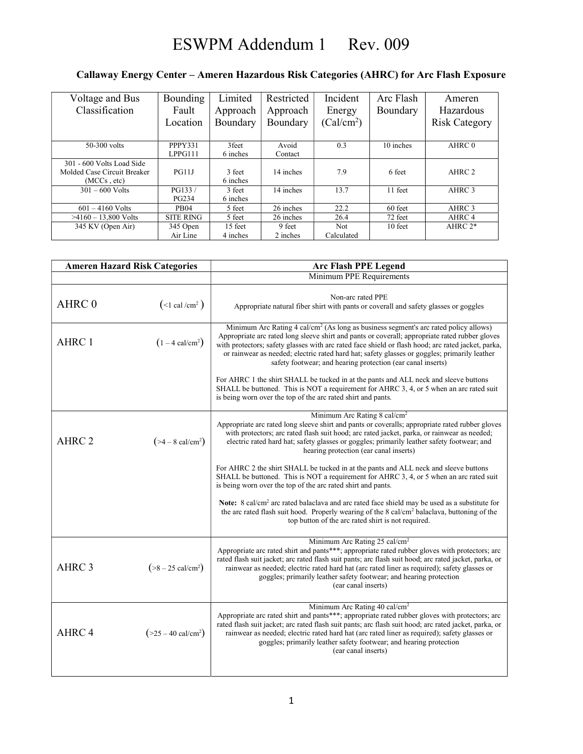# ESWPM Addendum 1 Rev. 009

## Callaway Energy Center – Ameren Hazardous Risk Categories (AHRC) for Arc Flash Exposure

| Voltage and Bus Classification | Bounding Fault Location | Limited Approach Boundary | Restricted Approach Boundary | Incident Energy (Cal/cm$^2$) | Arc Flash Boundary | Ameren Hazardous Risk Category |
|---|---|---|---|---|---|---|
| 50-300 volts | PPPY331 LPPG111 | 3feet 6 inches | Avoid Contact | 0.3 | 10 inches | AHRC 0 |
| 301 - 600 Volts Load Side Molded Case Circuit Breaker (MCCs , etc) | PG11J | 3 feet 6 inches | 14 inches | 7.9 | 6 feet | AHRC 2 |
| 301 – 600 Volts | PG133 / PG234 | 3 feet 6 inches | 14 inches | 13.7 | 11 feet | AHRC 3 |
| 601 – 4160 Volts | PB04 | 5 feet | 26 inches | 22.2 | 60 feet | AHRC 3 |
| >4160 – 13,800 Volts | SITE RING | 5 feet | 26 inches | 26.4 | 72 feet | AHRC 4 |
| 345 KV (Open Air) | 345 Open Air Line | 15 feet 4 inches | 9 feet 2 inches | Not Calculated | 10 feet | AHRC 2* |

| Ameren Hazard Risk Categories | Arc Flash PPE Legend |
|---|---|
| | Minimum PPE Requirements |
| AHRC 0 (<1 cal /cm$^2$) | Non-arc rated PPE<br>Appropriate natural fiber shirt with pants or coverall and safety glasses or goggles |
| AHRC 1 (1 – 4 cal/cm$^2$) | Minimum Arc Rating 4 cal/cm$^2$ (As long as business segment's arc rated policy allows) Appropriate arc rated long sleeve shirt and pants or coverall; appropriate rated rubber gloves with protectors; safety glasses with arc rated face shield or flash hood; arc rated jacket, parka, or rainwear as needed; electric rated hard hat; safety glasses or goggles; primarily leather safety footwear; and hearing protection (ear canal inserts)<br><br>For AHRC 1 the shirt SHALL be tucked in at the pants and ALL neck and sleeve buttons SHALL be buttoned. This is NOT a requirement for AHRC 3, 4, or 5 when an arc rated suit is being worn over the top of the arc rated shirt and pants. |
| AHRC 2 (>4 – 8 cal/cm$^2$) | Minimum Arc Rating 8 cal/cm$^2$<br>Appropriate arc rated long sleeve shirt and pants or coveralls; appropriate rated rubber gloves with protectors; arc rated flash suit hood; arc rated jacket, parka, or rainwear as needed; electric rated hard hat; safety glasses or goggles; primarily leather safety footwear; and hearing protection (ear canal inserts)<br><br>For AHRC 2 the shirt SHALL be tucked in at the pants and ALL neck and sleeve buttons SHALL be buttoned. This is NOT a requirement for AHRC 3, 4, or 5 when an arc rated suit is being worn over the top of the arc rated shirt and pants.<br><br>**Note:** 8 cal/cm$^2$ arc rated balaclava and arc rated face shield may be used as a substitute for the arc rated flash suit hood. Properly wearing of the 8 cal/cm$^2$ balaclava, buttoning of the top button of the arc rated shirt is not required. |
| AHRC 3 (>8 – 25 cal/cm$^2$) | Minimum Arc Rating 25 cal/cm$^2$<br>Appropriate arc rated shirt and pants***; appropriate rated rubber gloves with protectors; arc rated flash suit jacket; arc rated flash suit pants; arc flash suit hood; arc rated jacket, parka, or rainwear as needed; electric rated hard hat (arc rated liner as required); safety glasses or goggles; primarily leather safety footwear; and hearing protection (ear canal inserts) |
| AHRC 4 (>25 – 40 cal/cm$^2$) | Minimum Arc Rating 40 cal/cm$^2$<br>Appropriate arc rated shirt and pants***; appropriate rated rubber gloves with protectors; arc rated flash suit jacket; arc rated flash suit pants; arc flash suit hood; arc rated jacket, parka, or rainwear as needed; electric rated hard hat (arc rated liner as required); safety glasses or goggles; primarily leather safety footwear; and hearing protection (ear canal inserts) |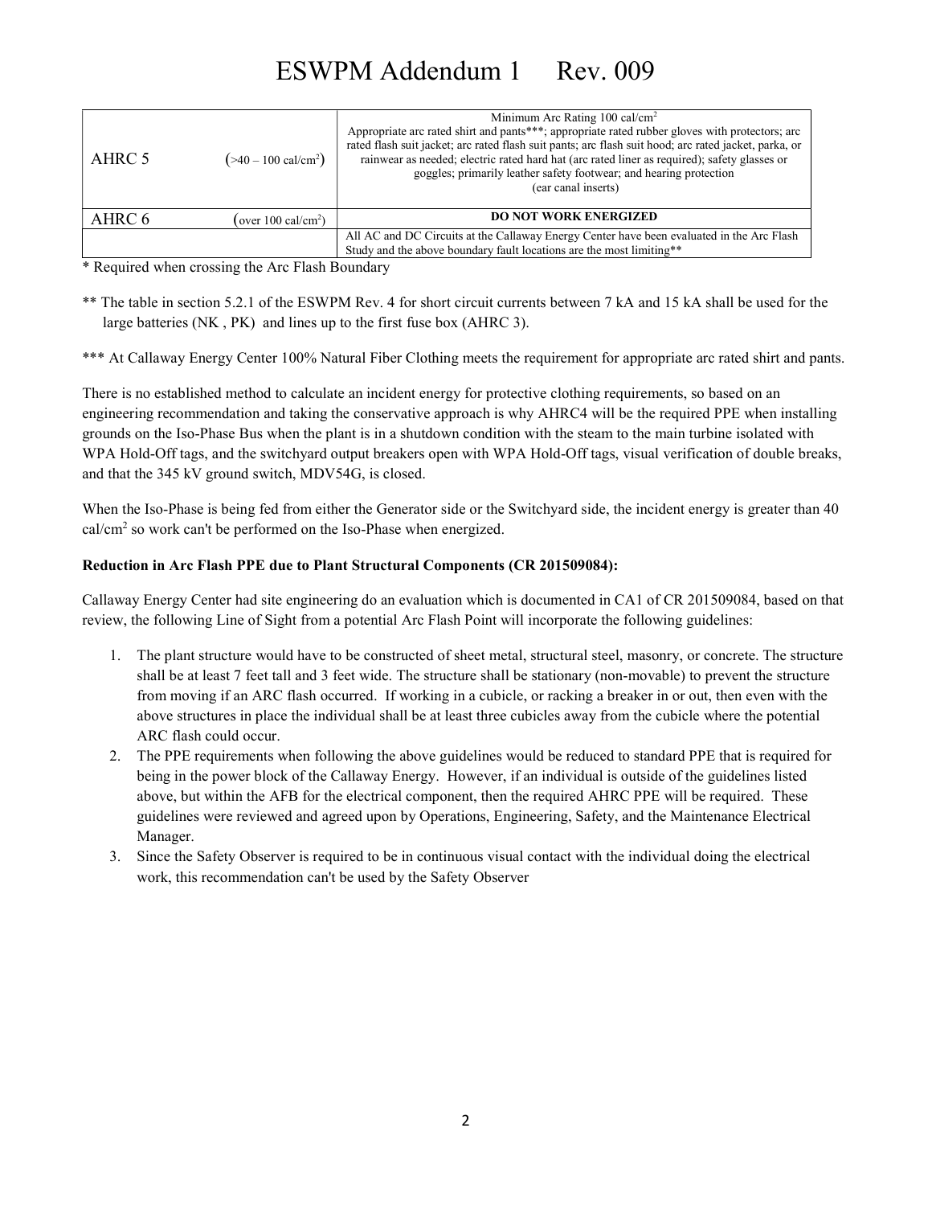| | | |
|---|---|---|
| AHRC 5 | (>40 – 100 cal/cm$^2$) | Minimum Arc Rating 100 cal/cm$^2$<br>Appropriate arc rated shirt and pants***; appropriate rated rubber gloves with protectors; arc rated flash suit jacket; arc rated flash suit pants; arc flash suit hood; arc rated jacket, parka, or rainwear as needed; electric rated hard hat (arc rated liner as required); safety glasses or goggles; primarily leather safety footwear; and hearing protection (ear canal inserts) |
| AHRC 6 | (over 100 cal/cm$^2$) | **DO NOT WORK ENERGIZED** |
| | | All AC and DC Circuits at the Callaway Energy Center have been evaluated in the Arc Flash Study and the above boundary fault locations are the most limiting** |

* Required when crossing the Arc Flash Boundary

** The table in section 5.2.1 of the ESWPM Rev. 4 for short circuit currents between 7 kA and 15 kA shall be used for the large batteries (NK , PK) and lines up to the first fuse box (AHRC 3).

*** At Callaway Energy Center 100% Natural Fiber Clothing meets the requirement for appropriate arc rated shirt and pants.

There is no established method to calculate an incident energy for protective clothing requirements, so based on an engineering recommendation and taking the conservative approach is why AHRC4 will be the required PPE when installing grounds on the Iso-Phase Bus when the plant is in a shutdown condition with the steam to the main turbine isolated with WPA Hold-Off tags, and the switchyard output breakers open with WPA Hold-Off tags, visual verification of double breaks, and that the 345 kV ground switch, MDV54G, is closed.

When the Iso-Phase is being fed from either the Generator side or the Switchyard side, the incident energy is greater than 40 cal/cm$^2$ so work can't be performed on the Iso-Phase when energized.

**Reduction in Arc Flash PPE due to Plant Structural Components (CR 201509084):**

Callaway Energy Center had site engineering do an evaluation which is documented in CA1 of CR 201509084, based on that review, the following Line of Sight from a potential Arc Flash Point will incorporate the following guidelines:

1. The plant structure would have to be constructed of sheet metal, structural steel, masonry, or concrete. The structure shall be at least 7 feet tall and 3 feet wide. The structure shall be stationary (non-movable) to prevent the structure from moving if an ARC flash occurred. If working in a cubicle, or racking a breaker in or out, then even with the above structures in place the individual shall be at least three cubicles away from the cubicle where the potential ARC flash could occur.
2. The PPE requirements when following the above guidelines would be reduced to standard PPE that is required for being in the power block of the Callaway Energy. However, if an individual is outside of the guidelines listed above, but within the AFB for the electrical component, then the required AHRC PPE will be required. These guidelines were reviewed and agreed upon by Operations, Engineering, Safety, and the Maintenance Electrical Manager.
3. Since the Safety Observer is required to be in continuous visual contact with the individual doing the electrical work, this recommendation can't be used by the Safety Observer